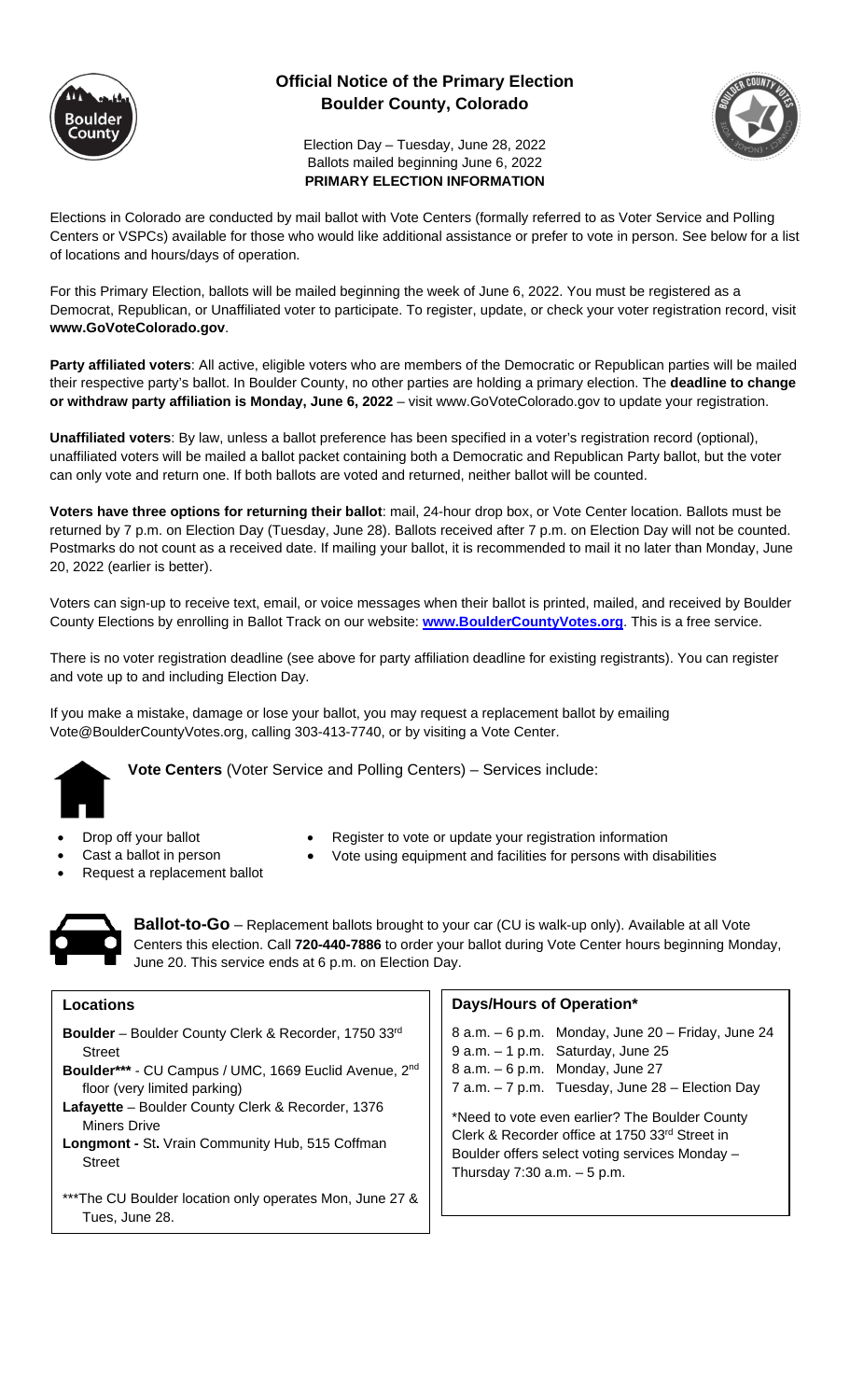# Official Notice of the Primary Election
## Boulder County, Colorado

Election Day – Tuesday, June 28, 2022
Ballots mailed beginning June 6, 2022
**PRIMARY ELECTION INFORMATION**

Elections in Colorado are conducted by mail ballot with Vote Centers (formally referred to as Voter Service and Polling Centers or VSPCs) available for those who would like additional assistance or prefer to vote in person. See below for a list of locations and hours/days of operation.

For this Primary Election, ballots will be mailed beginning the week of June 6, 2022. You must be registered as a Democrat, Republican, or Unaffiliated voter to participate. To register, update, or check your voter registration record, visit **www.GoVoteColorado.gov**.

**Party affiliated voters**: All active, eligible voters who are members of the Democratic or Republican parties will be mailed their respective party's ballot. In Boulder County, no other parties are holding a primary election. The **deadline to change or withdraw party affiliation is Monday, June 6, 2022** – visit www.GoVoteColorado.gov to update your registration.

**Unaffiliated voters**: By law, unless a ballot preference has been specified in a voter's registration record (optional), unaffiliated voters will be mailed a ballot packet containing both a Democratic and Republican Party ballot, but the voter can only vote and return one. If both ballots are voted and returned, neither ballot will be counted.

**Voters have three options for returning their ballot**: mail, 24-hour drop box, or Vote Center location. Ballots must be returned by 7 p.m. on Election Day (Tuesday, June 28). Ballots received after 7 p.m. on Election Day will not be counted. Postmarks do not count as a received date. If mailing your ballot, it is recommended to mail it no later than Monday, June 20, 2022 (earlier is better).

Voters can sign-up to receive text, email, or voice messages when their ballot is printed, mailed, and received by Boulder County Elections by enrolling in Ballot Track on our website: **www.BoulderCountyVotes.org**. This is a free service.

There is no voter registration deadline (see above for party affiliation deadline for existing registrants). You can register and vote up to and including Election Day.

If you make a mistake, damage or lose your ballot, you may request a replacement ballot by emailing Vote@BoulderCountyVotes.org, calling 303-413-7740, or by visiting a Vote Center.

**Vote Centers** (Voter Service and Polling Centers) – Services include:

- Drop off your ballot
- Cast a ballot in person
- Request a replacement ballot
- Register to vote or update your registration information
- Vote using equipment and facilities for persons with disabilities

**Ballot-to-Go** – Replacement ballots brought to your car (CU is walk-up only). Available at all Vote Centers this election. Call **720-440-7886** to order your ballot during Vote Center hours beginning Monday, June 20. This service ends at 6 p.m. on Election Day.

### Locations

**Boulder** – Boulder County Clerk & Recorder, 1750 33rd Street

**Boulder\*\*\*** - CU Campus / UMC, 1669 Euclid Avenue, 2nd floor (very limited parking)

**Lafayette** – Boulder County Clerk & Recorder, 1376 Miners Drive

**Longmont -** St**.** Vrain Community Hub, 515 Coffman Street

***The CU Boulder location only operates Mon, June 27 & Tues, June 28.

### Days/Hours of Operation*

8 a.m. – 6 p.m. Monday, June 20 – Friday, June 24
9 a.m. – 1 p.m. Saturday, June 25
8 a.m. – 6 p.m. Monday, June 27
7 a.m. – 7 p.m. Tuesday, June 28 – Election Day

*Need to vote even earlier? The Boulder County Clerk & Recorder office at 1750 33rd Street in Boulder offers select voting services Monday – Thursday 7:30 a.m. – 5 p.m.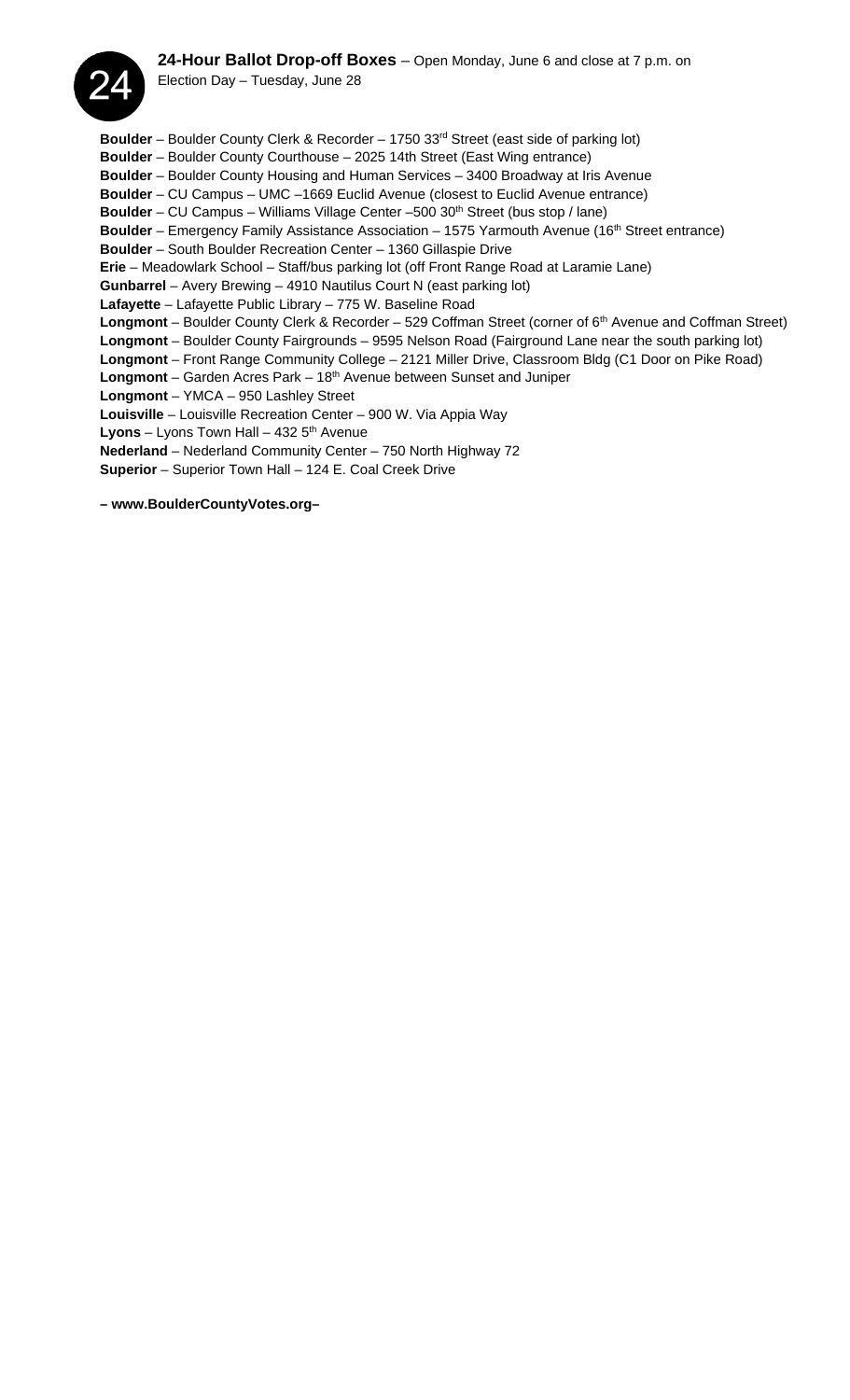24

**24-Hour Ballot Drop-off Boxes** – Open Monday, June 6 and close at 7 p.m. on Election Day – Tuesday, June 28

**Boulder** – Boulder County Clerk & Recorder – 1750 33rd Street (east side of parking lot)
**Boulder** – Boulder County Courthouse – 2025 14th Street (East Wing entrance)
**Boulder** – Boulder County Housing and Human Services – 3400 Broadway at Iris Avenue
**Boulder** – CU Campus – UMC –1669 Euclid Avenue (closest to Euclid Avenue entrance)
**Boulder** – CU Campus – Williams Village Center –500 30th Street (bus stop / lane)
**Boulder** – Emergency Family Assistance Association – 1575 Yarmouth Avenue (16th Street entrance)
**Boulder** – South Boulder Recreation Center – 1360 Gillaspie Drive
**Erie** – Meadowlark School – Staff/bus parking lot (off Front Range Road at Laramie Lane)
**Gunbarrel** – Avery Brewing – 4910 Nautilus Court N (east parking lot)
**Lafayette** – Lafayette Public Library – 775 W. Baseline Road
**Longmont** – Boulder County Clerk & Recorder – 529 Coffman Street (corner of 6th Avenue and Coffman Street)
**Longmont** – Boulder County Fairgrounds – 9595 Nelson Road (Fairground Lane near the south parking lot)
**Longmont** – Front Range Community College – 2121 Miller Drive, Classroom Bldg (C1 Door on Pike Road)
**Longmont** – Garden Acres Park – 18th Avenue between Sunset and Juniper
**Longmont** – YMCA – 950 Lashley Street
**Louisville** – Louisville Recreation Center – 900 W. Via Appia Way
**Lyons** – Lyons Town Hall – 432 5th Avenue
**Nederland** – Nederland Community Center – 750 North Highway 72
**Superior** – Superior Town Hall – 124 E. Coal Creek Drive

**– www.BoulderCountyVotes.org–**